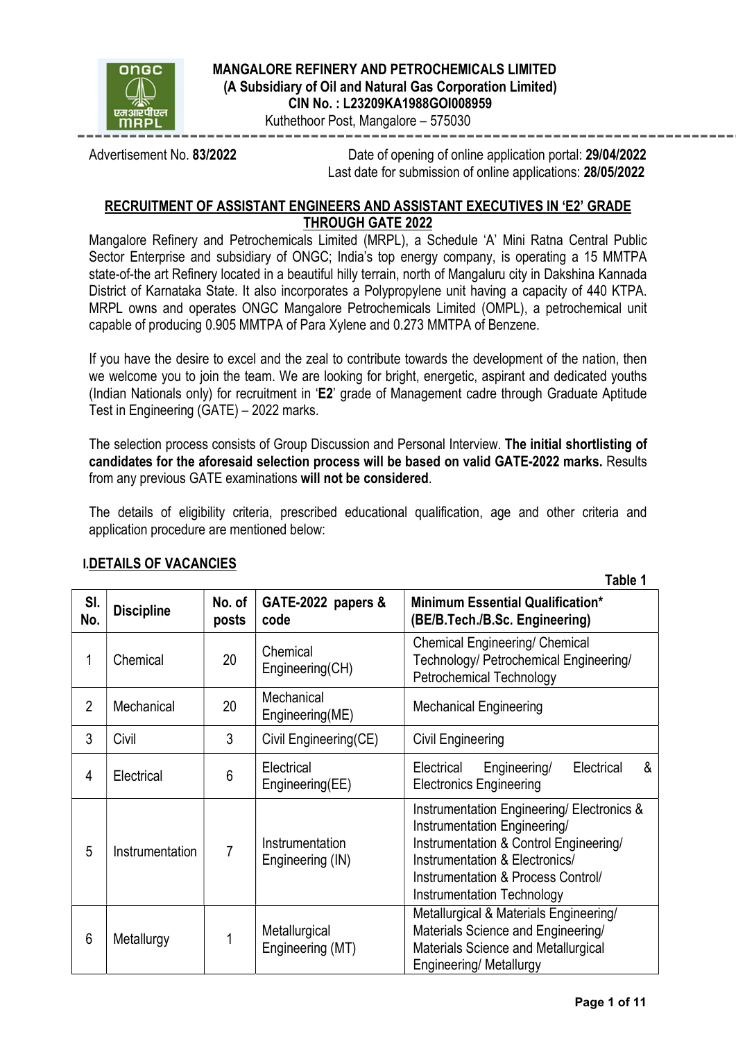**MANGALORE REFINERY AND PETROCHEMICALS LIMITED**
**(A Subsidiary of Oil and Natural Gas Corporation Limited)**
**CIN No. : L23209KA1988GOI008959**
Kuthethoor Post, Mangalore – 575030

Advertisement No. **83/2022**

Date of opening of online application portal: **29/04/2022**
Last date for submission of online applications: **28/05/2022**

## RECRUITMENT OF ASSISTANT ENGINEERS AND ASSISTANT EXECUTIVES IN 'E2' GRADE THROUGH GATE 2022

Mangalore Refinery and Petrochemicals Limited (MRPL), a Schedule 'A' Mini Ratna Central Public Sector Enterprise and subsidiary of ONGC; India's top energy company, is operating a 15 MMTPA state-of-the art Refinery located in a beautiful hilly terrain, north of Mangaluru city in Dakshina Kannada District of Karnataka State. It also incorporates a Polypropylene unit having a capacity of 440 KTPA. MRPL owns and operates ONGC Mangalore Petrochemicals Limited (OMPL), a petrochemical unit capable of producing 0.905 MMTPA of Para Xylene and 0.273 MMTPA of Benzene.

If you have the desire to excel and the zeal to contribute towards the development of the nation, then we welcome you to join the team. We are looking for bright, energetic, aspirant and dedicated youths (Indian Nationals only) for recruitment in '**E2**' grade of Management cadre through Graduate Aptitude Test in Engineering (GATE) – 2022 marks.

The selection process consists of Group Discussion and Personal Interview. **The initial shortlisting of candidates for the aforesaid selection process will be based on valid GATE-2022 marks.** Results from any previous GATE examinations **will not be considered**.

The details of eligibility criteria, prescribed educational qualification, age and other criteria and application procedure are mentioned below:

## I. DETAILS OF VACANCIES

**Table 1**

| Sl. No. | Discipline | No. of posts | GATE-2022 papers & code | Minimum Essential Qualification* (BE/B.Tech./B.Sc. Engineering) |
|---|---|---|---|---|
| 1 | Chemical | 20 | Chemical Engineering(CH) | Chemical Engineering/ Chemical Technology/ Petrochemical Engineering/ Petrochemical Technology |
| 2 | Mechanical | 20 | Mechanical Engineering(ME) | Mechanical Engineering |
| 3 | Civil | 3 | Civil Engineering(CE) | Civil Engineering |
| 4 | Electrical | 6 | Electrical Engineering(EE) | Electrical Engineering/ Electrical & Electronics Engineering |
| 5 | Instrumentation | 7 | Instrumentation Engineering (IN) | Instrumentation Engineering/ Electronics & Instrumentation Engineering/ Instrumentation & Control Engineering/ Instrumentation & Electronics/ Instrumentation & Process Control/ Instrumentation Technology |
| 6 | Metallurgy | 1 | Metallurgical Engineering (MT) | Metallurgical & Materials Engineering/ Materials Science and Engineering/ Materials Science and Metallurgical Engineering/ Metallurgy |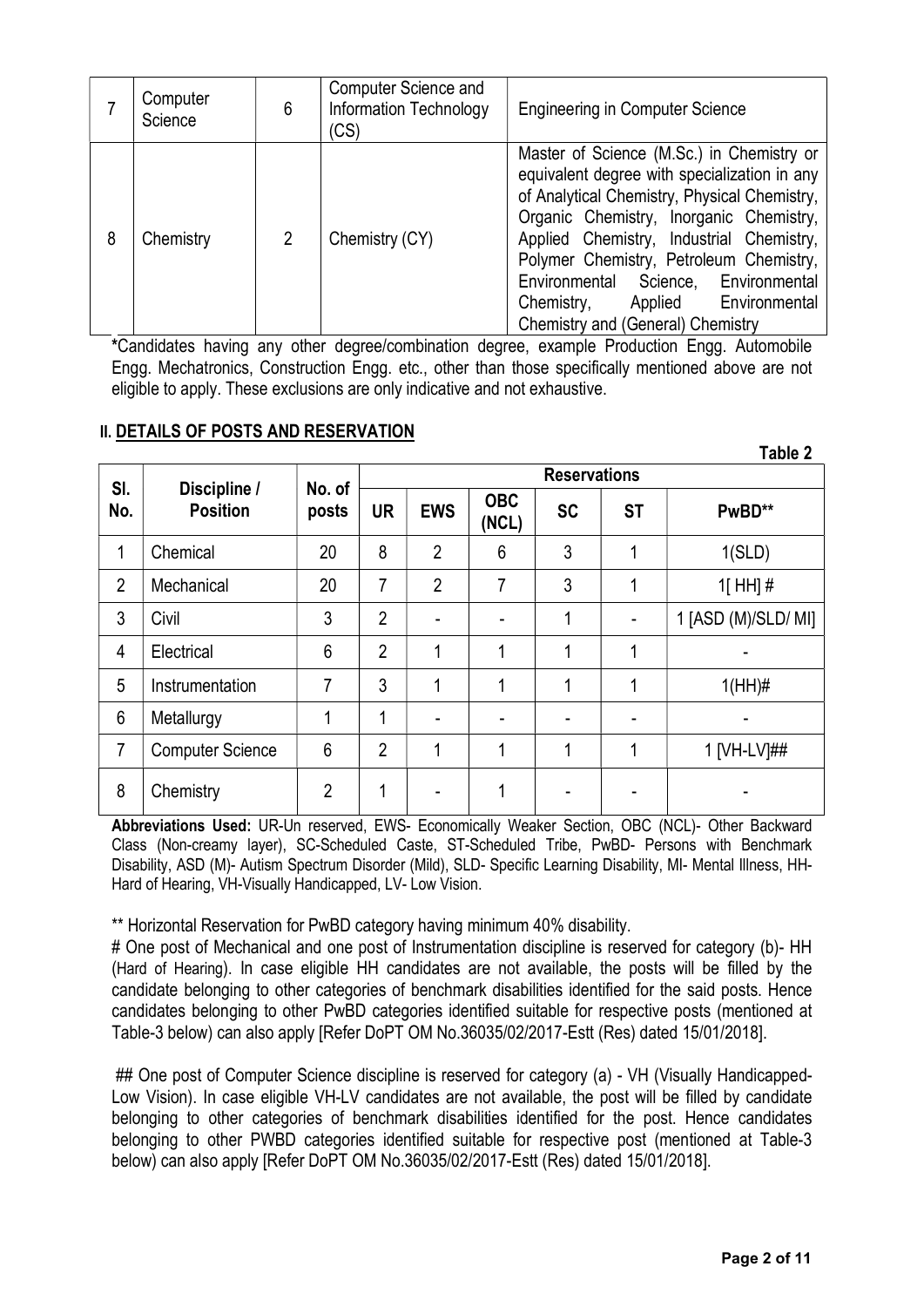| 7 | Computer Science | 6 | Computer Science and Information Technology (CS) | Engineering in Computer Science |
|---|---|---|---|---|
| 8 | Chemistry | 2 | Chemistry (CY) | Master of Science (M.Sc.) in Chemistry or equivalent degree with specialization in any of Analytical Chemistry, Physical Chemistry, Organic Chemistry, Inorganic Chemistry, Applied Chemistry, Industrial Chemistry, Polymer Chemistry, Petroleum Chemistry, Environmental Science, Environmental Chemistry, Applied Environmental Chemistry and (General) Chemistry |

*Candidates having any other degree/combination degree, example Production Engg. Automobile Engg. Mechatronics, Construction Engg. etc., other than those specifically mentioned above are not eligible to apply. These exclusions are only indicative and not exhaustive.

## II. DETAILS OF POSTS AND RESERVATION

**Table 2**

| Sl. No. | Discipline / Position | No. of posts | Reservations | | | | | |
|---|---|---|---|---|---|---|---|---|
| | | | UR | EWS | OBC (NCL) | SC | ST | PwBD** |
| 1 | Chemical | 20 | 8 | 2 | 6 | 3 | 1 | 1(SLD) |
| 2 | Mechanical | 20 | 7 | 2 | 7 | 3 | 1 | 1[ HH] # |
| 3 | Civil | 3 | 2 | - | - | 1 | - | 1 [ASD (M)/SLD/ MI] |
| 4 | Electrical | 6 | 2 | 1 | 1 | 1 | 1 | - |
| 5 | Instrumentation | 7 | 3 | 1 | 1 | 1 | 1 | 1(HH)# |
| 6 | Metallurgy | 1 | 1 | - | - | - | - | - |
| 7 | Computer Science | 6 | 2 | 1 | 1 | 1 | 1 | 1 [VH-LV]## |
| 8 | Chemistry | 2 | 1 | - | 1 | - | - | - |

**Abbreviations Used:** UR-Un reserved, EWS- Economically Weaker Section, OBC (NCL)- Other Backward Class (Non-creamy layer), SC-Scheduled Caste, ST-Scheduled Tribe, PwBD- Persons with Benchmark Disability, ASD (M)- Autism Spectrum Disorder (Mild), SLD- Specific Learning Disability, MI- Mental Illness, HH- Hard of Hearing, VH-Visually Handicapped, LV- Low Vision.

** Horizontal Reservation for PwBD category having minimum 40% disability.

# One post of Mechanical and one post of Instrumentation discipline is reserved for category (b)- HH (Hard of Hearing). In case eligible HH candidates are not available, the posts will be filled by the candidate belonging to other categories of benchmark disabilities identified for the said posts. Hence candidates belonging to other PwBD categories identified suitable for respective posts (mentioned at Table-3 below) can also apply [Refer DoPT OM No.36035/02/2017-Estt (Res) dated 15/01/2018].

## One post of Computer Science discipline is reserved for category (a) - VH (Visually Handicapped-Low Vision). In case eligible VH-LV candidates are not available, the post will be filled by candidate belonging to other categories of benchmark disabilities identified for the post. Hence candidates belonging to other PWBD categories identified suitable for respective post (mentioned at Table-3 below) can also apply [Refer DoPT OM No.36035/02/2017-Estt (Res) dated 15/01/2018].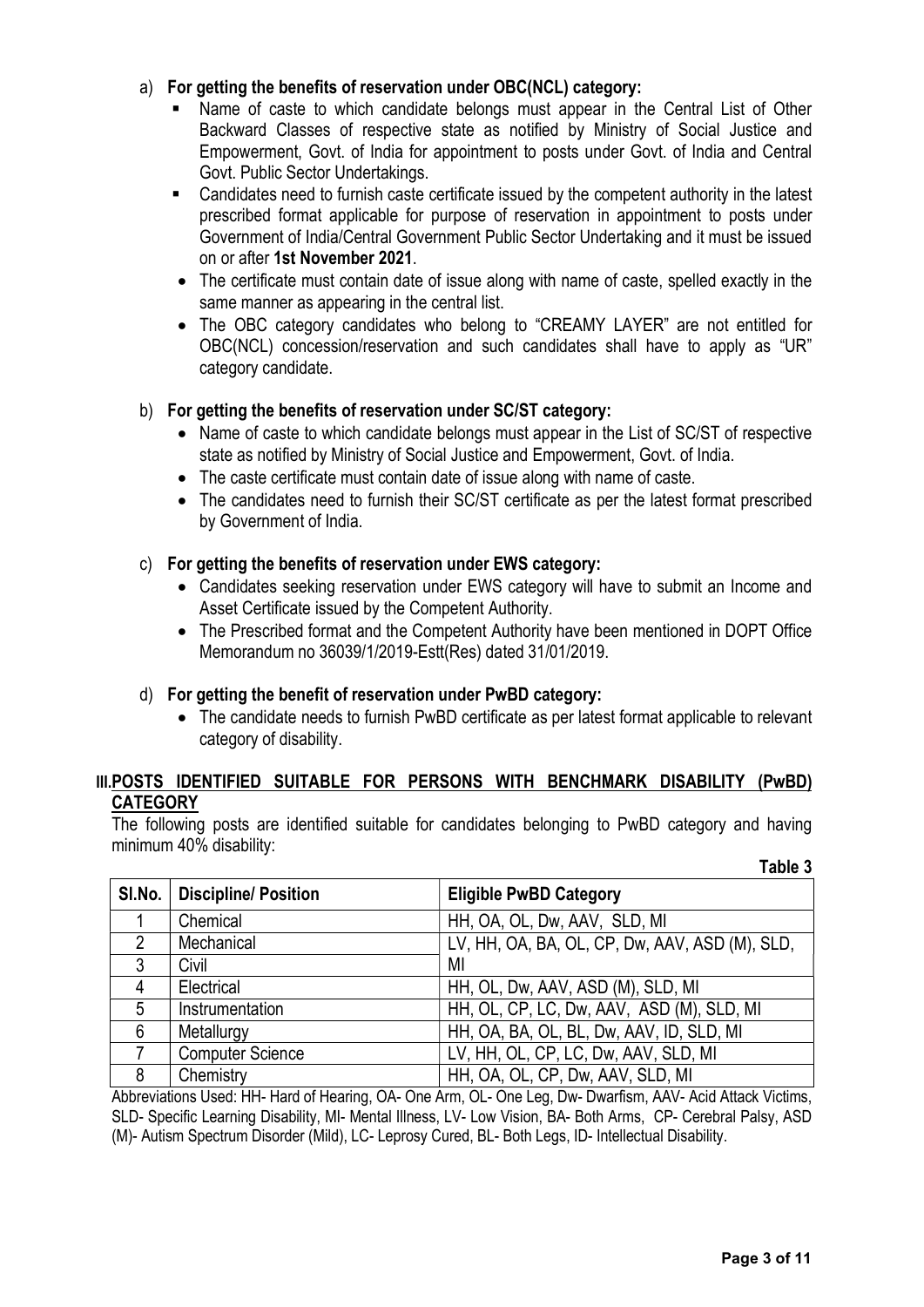a) **For getting the benefits of reservation under OBC(NCL) category:**

- Name of caste to which candidate belongs must appear in the Central List of Other Backward Classes of respective state as notified by Ministry of Social Justice and Empowerment, Govt. of India for appointment to posts under Govt. of India and Central Govt. Public Sector Undertakings.
- Candidates need to furnish caste certificate issued by the competent authority in the latest prescribed format applicable for purpose of reservation in appointment to posts under Government of India/Central Government Public Sector Undertaking and it must be issued on or after **1st November 2021**.
- The certificate must contain date of issue along with name of caste, spelled exactly in the same manner as appearing in the central list.
- The OBC category candidates who belong to "CREAMY LAYER" are not entitled for OBC(NCL) concession/reservation and such candidates shall have to apply as "UR" category candidate.

b) **For getting the benefits of reservation under SC/ST category:**

- Name of caste to which candidate belongs must appear in the List of SC/ST of respective state as notified by Ministry of Social Justice and Empowerment, Govt. of India.
- The caste certificate must contain date of issue along with name of caste.
- The candidates need to furnish their SC/ST certificate as per the latest format prescribed by Government of India.

c) **For getting the benefits of reservation under EWS category:**

- Candidates seeking reservation under EWS category will have to submit an Income and Asset Certificate issued by the Competent Authority.
- The Prescribed format and the Competent Authority have been mentioned in DOPT Office Memorandum no 36039/1/2019-Estt(Res) dated 31/01/2019.

d) **For getting the benefit of reservation under PwBD category:**

- The candidate needs to furnish PwBD certificate as per latest format applicable to relevant category of disability.

## III. POSTS IDENTIFIED SUITABLE FOR PERSONS WITH BENCHMARK DISABILITY (PwBD) CATEGORY

The following posts are identified suitable for candidates belonging to PwBD category and having minimum 40% disability:

**Table 3**

| Sl.No. | Discipline/ Position | Eligible PwBD Category |
|---|---|---|
| 1 | Chemical | HH, OA, OL, Dw, AAV, SLD, MI |
| 2 | Mechanical | LV, HH, OA, BA, OL, CP, Dw, AAV, ASD (M), SLD, MI |
| 3 | Civil | LV, HH, OA, BA, OL, CP, Dw, AAV, ASD (M), SLD, MI |
| 4 | Electrical | HH, OL, Dw, AAV, ASD (M), SLD, MI |
| 5 | Instrumentation | HH, OL, CP, LC, Dw, AAV, ASD (M), SLD, MI |
| 6 | Metallurgy | HH, OA, BA, OL, BL, Dw, AAV, ID, SLD, MI |
| 7 | Computer Science | LV, HH, OL, CP, LC, Dw, AAV, SLD, MI |
| 8 | Chemistry | HH, OA, OL, CP, Dw, AAV, SLD, MI |

Abbreviations Used: HH- Hard of Hearing, OA- One Arm, OL- One Leg, Dw- Dwarfism, AAV- Acid Attack Victims, SLD- Specific Learning Disability, MI- Mental Illness, LV- Low Vision, BA- Both Arms, CP- Cerebral Palsy, ASD (M)- Autism Spectrum Disorder (Mild), LC- Leprosy Cured, BL- Both Legs, ID- Intellectual Disability.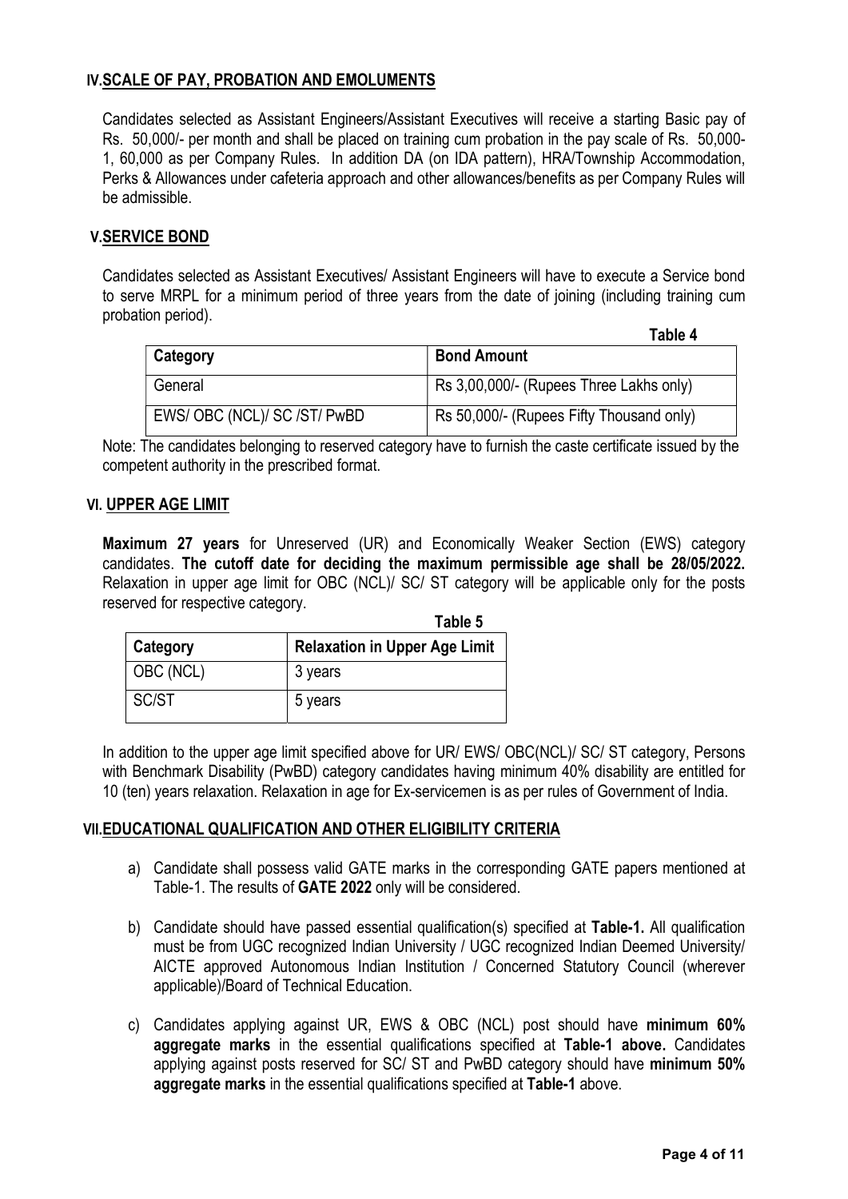## IV. SCALE OF PAY, PROBATION AND EMOLUMENTS

Candidates selected as Assistant Engineers/Assistant Executives will receive a starting Basic pay of Rs. 50,000/- per month and shall be placed on training cum probation in the pay scale of Rs. 50,000-1, 60,000 as per Company Rules. In addition DA (on IDA pattern), HRA/Township Accommodation, Perks & Allowances under cafeteria approach and other allowances/benefits as per Company Rules will be admissible.

## V. SERVICE BOND

Candidates selected as Assistant Executives/ Assistant Engineers will have to execute a Service bond to serve MRPL for a minimum period of three years from the date of joining (including training cum probation period).

**Table 4**

| Category | Bond Amount |
|---|---|
| General | Rs 3,00,000/- (Rupees Three Lakhs only) |
| EWS/ OBC (NCL)/ SC /ST/ PwBD | Rs 50,000/- (Rupees Fifty Thousand only) |

Note: The candidates belonging to reserved category have to furnish the caste certificate issued by the competent authority in the prescribed format.

## VI. UPPER AGE LIMIT

**Maximum 27 years** for Unreserved (UR) and Economically Weaker Section (EWS) category candidates. **The cutoff date for deciding the maximum permissible age shall be 28/05/2022.** Relaxation in upper age limit for OBC (NCL)/ SC/ ST category will be applicable only for the posts reserved for respective category.

**Table 5**

| Category | Relaxation in Upper Age Limit |
|---|---|
| OBC (NCL) | 3 years |
| SC/ST | 5 years |

In addition to the upper age limit specified above for UR/ EWS/ OBC(NCL)/ SC/ ST category, Persons with Benchmark Disability (PwBD) category candidates having minimum 40% disability are entitled for 10 (ten) years relaxation. Relaxation in age for Ex-servicemen is as per rules of Government of India.

## VII. EDUCATIONAL QUALIFICATION AND OTHER ELIGIBILITY CRITERIA

a) Candidate shall possess valid GATE marks in the corresponding GATE papers mentioned at Table-1. The results of **GATE 2022** only will be considered.

b) Candidate should have passed essential qualification(s) specified at **Table-1.** All qualification must be from UGC recognized Indian University / UGC recognized Indian Deemed University/ AICTE approved Autonomous Indian Institution / Concerned Statutory Council (wherever applicable)/Board of Technical Education.

c) Candidates applying against UR, EWS & OBC (NCL) post should have **minimum 60% aggregate marks** in the essential qualifications specified at **Table-1 above.** Candidates applying against posts reserved for SC/ ST and PwBD category should have **minimum 50% aggregate marks** in the essential qualifications specified at **Table-1** above.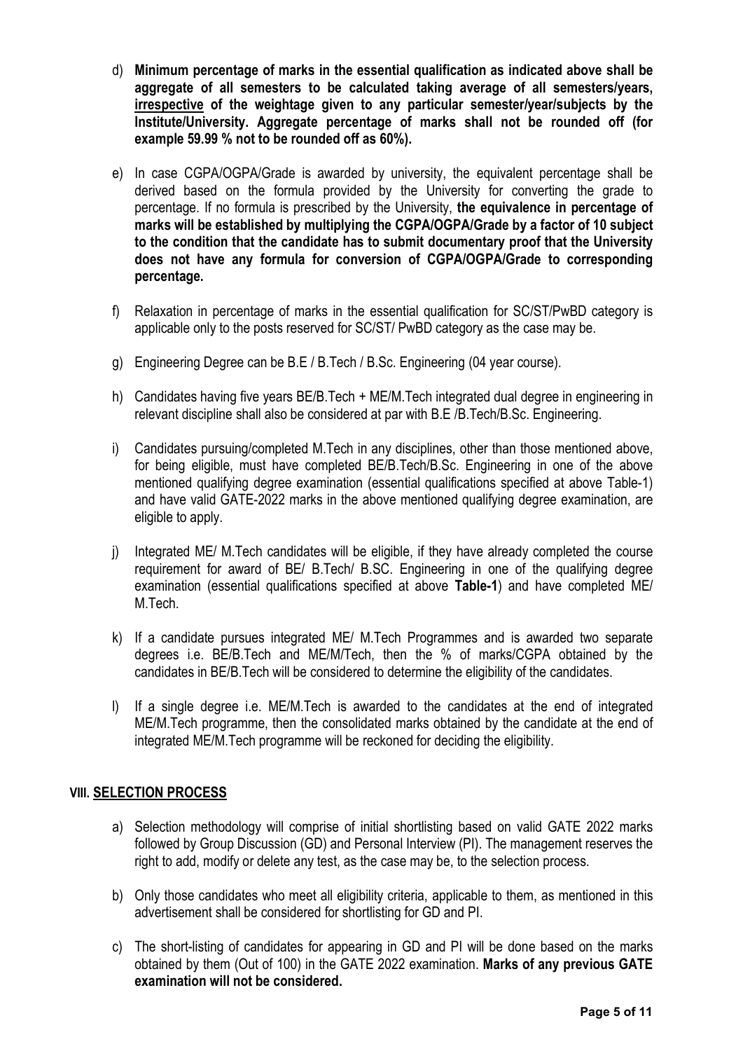d) **Minimum percentage of marks in the essential qualification as indicated above shall be aggregate of all semesters to be calculated taking average of all semesters/years, <u>irrespective</u> of the weightage given to any particular semester/year/subjects by the Institute/University. Aggregate percentage of marks shall not be rounded off (for example 59.99 % not to be rounded off as 60%).**

e) In case CGPA/OGPA/Grade is awarded by university, the equivalent percentage shall be derived based on the formula provided by the University for converting the grade to percentage. If no formula is prescribed by the University, **the equivalence in percentage of marks will be established by multiplying the CGPA/OGPA/Grade by a factor of 10 subject to the condition that the candidate has to submit documentary proof that the University does not have any formula for conversion of CGPA/OGPA/Grade to corresponding percentage.**

f) Relaxation in percentage of marks in the essential qualification for SC/ST/PwBD category is applicable only to the posts reserved for SC/ST/ PwBD category as the case may be.

g) Engineering Degree can be B.E / B.Tech / B.Sc. Engineering (04 year course).

h) Candidates having five years BE/B.Tech + ME/M.Tech integrated dual degree in engineering in relevant discipline shall also be considered at par with B.E /B.Tech/B.Sc. Engineering.

i) Candidates pursuing/completed M.Tech in any disciplines, other than those mentioned above, for being eligible, must have completed BE/B.Tech/B.Sc. Engineering in one of the above mentioned qualifying degree examination (essential qualifications specified at above Table-1) and have valid GATE-2022 marks in the above mentioned qualifying degree examination, are eligible to apply.

j) Integrated ME/ M.Tech candidates will be eligible, if they have already completed the course requirement for award of BE/ B.Tech/ B.SC. Engineering in one of the qualifying degree examination (essential qualifications specified at above **Table-1**) and have completed ME/ M.Tech.

k) If a candidate pursues integrated ME/ M.Tech Programmes and is awarded two separate degrees i.e. BE/B.Tech and ME/M/Tech, then the % of marks/CGPA obtained by the candidates in BE/B.Tech will be considered to determine the eligibility of the candidates.

l) If a single degree i.e. ME/M.Tech is awarded to the candidates at the end of integrated ME/M.Tech programme, then the consolidated marks obtained by the candidate at the end of integrated ME/M.Tech programme will be reckoned for deciding the eligibility.

## VIII. SELECTION PROCESS

a) Selection methodology will comprise of initial shortlisting based on valid GATE 2022 marks followed by Group Discussion (GD) and Personal Interview (PI). The management reserves the right to add, modify or delete any test, as the case may be, to the selection process.

b) Only those candidates who meet all eligibility criteria, applicable to them, as mentioned in this advertisement shall be considered for shortlisting for GD and PI.

c) The short-listing of candidates for appearing in GD and PI will be done based on the marks obtained by them (Out of 100) in the GATE 2022 examination. **Marks of any previous GATE examination will not be considered.**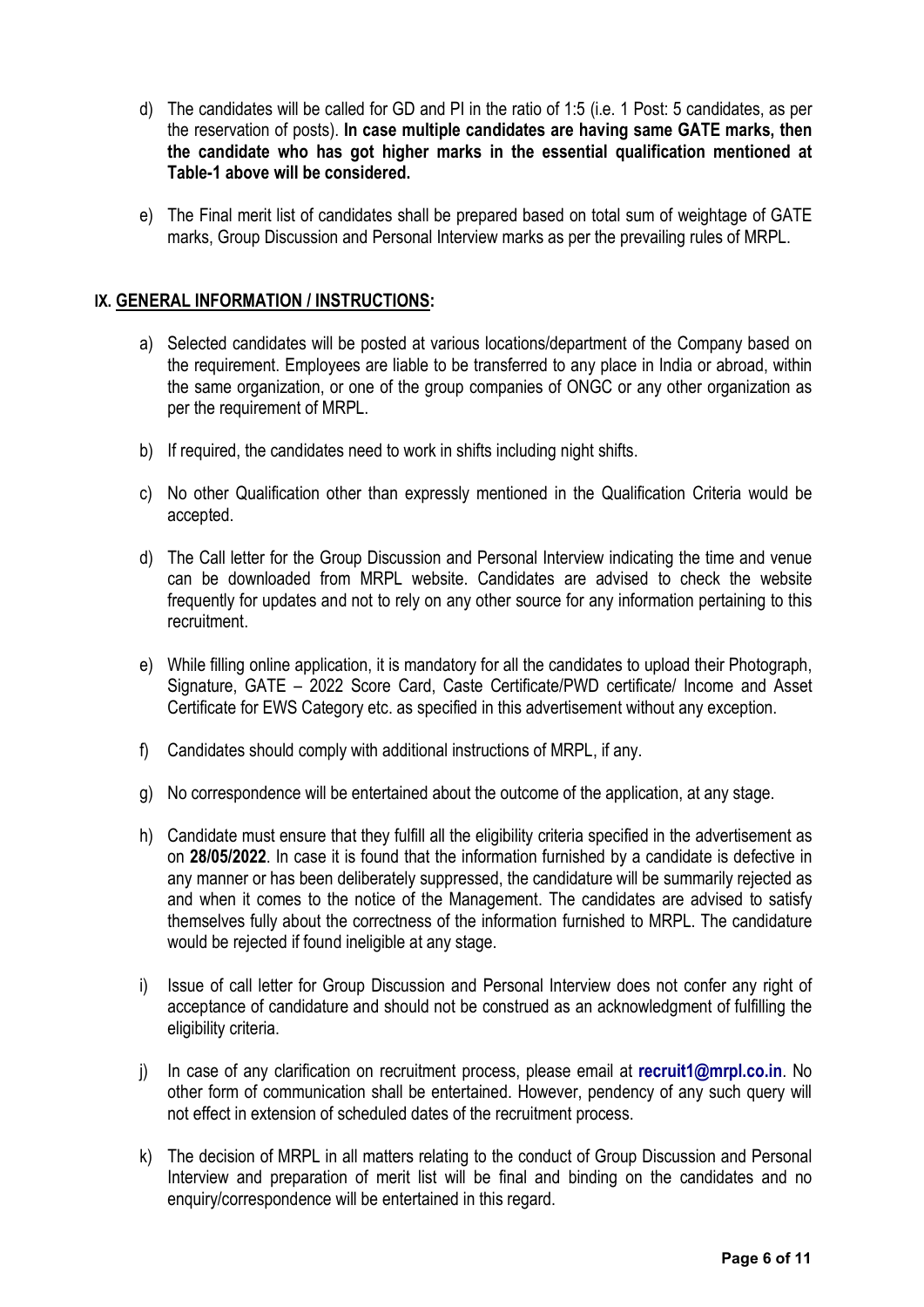d) The candidates will be called for GD and PI in the ratio of 1:5 (i.e. 1 Post: 5 candidates, as per the reservation of posts). **In case multiple candidates are having same GATE marks, then the candidate who has got higher marks in the essential qualification mentioned at Table-1 above will be considered.**

e) The Final merit list of candidates shall be prepared based on total sum of weightage of GATE marks, Group Discussion and Personal Interview marks as per the prevailing rules of MRPL.

## IX. GENERAL INFORMATION / INSTRUCTIONS:

a) Selected candidates will be posted at various locations/department of the Company based on the requirement. Employees are liable to be transferred to any place in India or abroad, within the same organization, or one of the group companies of ONGC or any other organization as per the requirement of MRPL.

b) If required, the candidates need to work in shifts including night shifts.

c) No other Qualification other than expressly mentioned in the Qualification Criteria would be accepted.

d) The Call letter for the Group Discussion and Personal Interview indicating the time and venue can be downloaded from MRPL website. Candidates are advised to check the website frequently for updates and not to rely on any other source for any information pertaining to this recruitment.

e) While filling online application, it is mandatory for all the candidates to upload their Photograph, Signature, GATE – 2022 Score Card, Caste Certificate/PWD certificate/ Income and Asset Certificate for EWS Category etc. as specified in this advertisement without any exception.

f) Candidates should comply with additional instructions of MRPL, if any.

g) No correspondence will be entertained about the outcome of the application, at any stage.

h) Candidate must ensure that they fulfill all the eligibility criteria specified in the advertisement as on **28/05/2022**. In case it is found that the information furnished by a candidate is defective in any manner or has been deliberately suppressed, the candidature will be summarily rejected as and when it comes to the notice of the Management. The candidates are advised to satisfy themselves fully about the correctness of the information furnished to MRPL. The candidature would be rejected if found ineligible at any stage.

i) Issue of call letter for Group Discussion and Personal Interview does not confer any right of acceptance of candidature and should not be construed as an acknowledgment of fulfilling the eligibility criteria.

j) In case of any clarification on recruitment process, please email at **recruit1@mrpl.co.in**. No other form of communication shall be entertained. However, pendency of any such query will not effect in extension of scheduled dates of the recruitment process.

k) The decision of MRPL in all matters relating to the conduct of Group Discussion and Personal Interview and preparation of merit list will be final and binding on the candidates and no enquiry/correspondence will be entertained in this regard.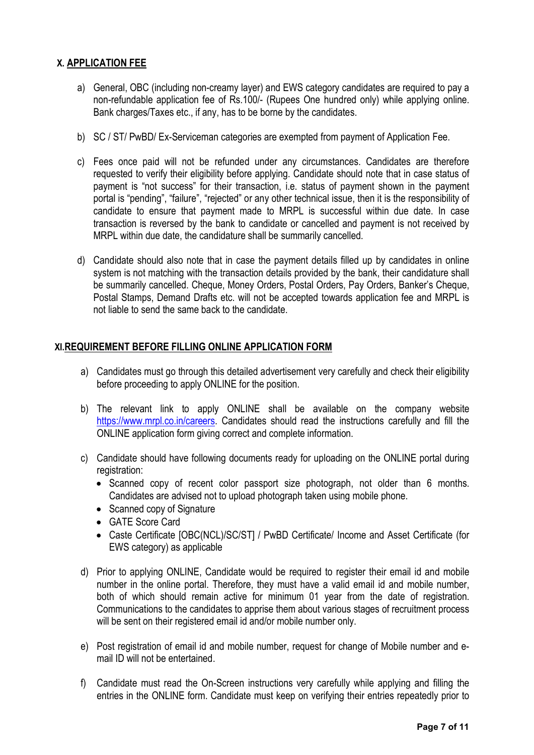## X. APPLICATION FEE

a) General, OBC (including non-creamy layer) and EWS category candidates are required to pay a non-refundable application fee of Rs.100/- (Rupees One hundred only) while applying online. Bank charges/Taxes etc., if any, has to be borne by the candidates.

b) SC / ST/ PwBD/ Ex-Serviceman categories are exempted from payment of Application Fee.

c) Fees once paid will not be refunded under any circumstances. Candidates are therefore requested to verify their eligibility before applying. Candidate should note that in case status of payment is "not success" for their transaction, i.e. status of payment shown in the payment portal is "pending", "failure", "rejected" or any other technical issue, then it is the responsibility of candidate to ensure that payment made to MRPL is successful within due date. In case transaction is reversed by the bank to candidate or cancelled and payment is not received by MRPL within due date, the candidature shall be summarily cancelled.

d) Candidate should also note that in case the payment details filled up by candidates in online system is not matching with the transaction details provided by the bank, their candidature shall be summarily cancelled. Cheque, Money Orders, Postal Orders, Pay Orders, Banker's Cheque, Postal Stamps, Demand Drafts etc. will not be accepted towards application fee and MRPL is not liable to send the same back to the candidate.

## XI. REQUIREMENT BEFORE FILLING ONLINE APPLICATION FORM

a) Candidates must go through this detailed advertisement very carefully and check their eligibility before proceeding to apply ONLINE for the position.

b) The relevant link to apply ONLINE shall be available on the company website https://www.mrpl.co.in/careers. Candidates should read the instructions carefully and fill the ONLINE application form giving correct and complete information.

c) Candidate should have following documents ready for uploading on the ONLINE portal during registration:
   - Scanned copy of recent color passport size photograph, not older than 6 months. Candidates are advised not to upload photograph taken using mobile phone.
   - Scanned copy of Signature
   - GATE Score Card
   - Caste Certificate [OBC(NCL)/SC/ST] / PwBD Certificate/ Income and Asset Certificate (for EWS category) as applicable

d) Prior to applying ONLINE, Candidate would be required to register their email id and mobile number in the online portal. Therefore, they must have a valid email id and mobile number, both of which should remain active for minimum 01 year from the date of registration. Communications to the candidates to apprise them about various stages of recruitment process will be sent on their registered email id and/or mobile number only.

e) Post registration of email id and mobile number, request for change of Mobile number and e-mail ID will not be entertained.

f) Candidate must read the On-Screen instructions very carefully while applying and filling the entries in the ONLINE form. Candidate must keep on verifying their entries repeatedly prior to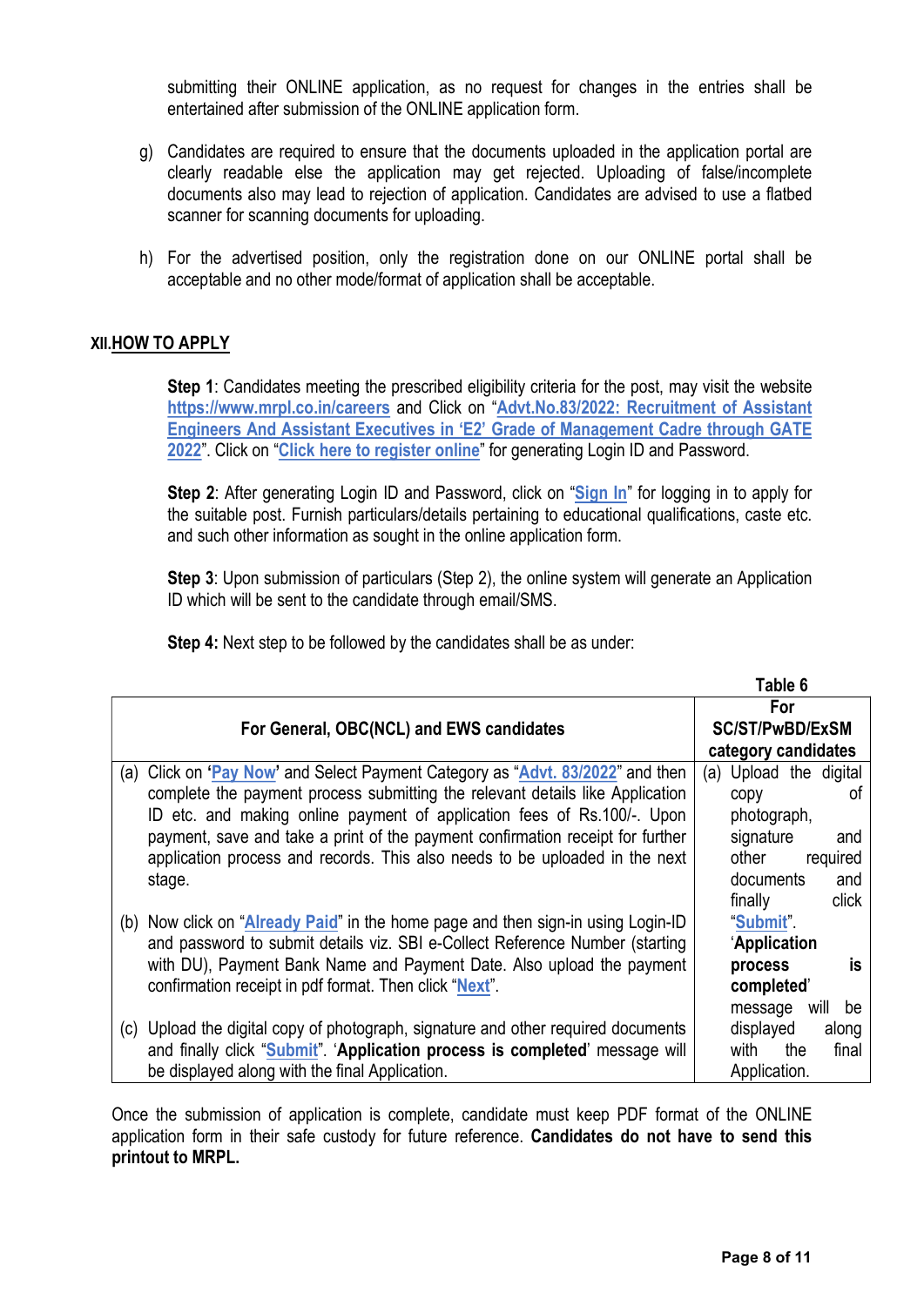submitting their ONLINE application, as no request for changes in the entries shall be entertained after submission of the ONLINE application form.

g) Candidates are required to ensure that the documents uploaded in the application portal are clearly readable else the application may get rejected. Uploading of false/incomplete documents also may lead to rejection of application. Candidates are advised to use a flatbed scanner for scanning documents for uploading.

h) For the advertised position, only the registration done on our ONLINE portal shall be acceptable and no other mode/format of application shall be acceptable.

## XII. HOW TO APPLY

**Step 1**: Candidates meeting the prescribed eligibility criteria for the post, may visit the website https://www.mrpl.co.in/careers and Click on "Advt.No.83/2022: Recruitment of Assistant Engineers And Assistant Executives in 'E2' Grade of Management Cadre through GATE 2022". Click on "Click here to register online" for generating Login ID and Password.

**Step 2**: After generating Login ID and Password, click on "Sign In" for logging in to apply for the suitable post. Furnish particulars/details pertaining to educational qualifications, caste etc. and such other information as sought in the online application form.

**Step 3**: Upon submission of particulars (Step 2), the online system will generate an Application ID which will be sent to the candidate through email/SMS.

**Step 4:** Next step to be followed by the candidates shall be as under:

**Table 6**

| For General, OBC(NCL) and EWS candidates | For SC/ST/PwBD/ExSM category candidates |
|---|---|
| (a) Click on '**Pay Now**' and Select Payment Category as "Advt. 83/2022" and then complete the payment process submitting the relevant details like Application ID etc. and making online payment of application fees of Rs.100/-. Upon payment, save and take a print of the payment confirmation receipt for further application process and records. This also needs to be uploaded in the next stage.<br>(b) Now click on "Already Paid" in the home page and then sign-in using Login-ID and password to submit details viz. SBI e-Collect Reference Number (starting with DU), Payment Bank Name and Payment Date. Also upload the payment confirmation receipt in pdf format. Then click "Next".<br>(c) Upload the digital copy of photograph, signature and other required documents and finally click "Submit". '**Application process is completed**' message will be displayed along with the final Application. | (a) Upload the digital copy of photograph, signature and other required documents and finally click "Submit". '**Application process is completed**' message will be displayed along with the final Application. |

Once the submission of application is complete, candidate must keep PDF format of the ONLINE application form in their safe custody for future reference. **Candidates do not have to send this printout to MRPL.**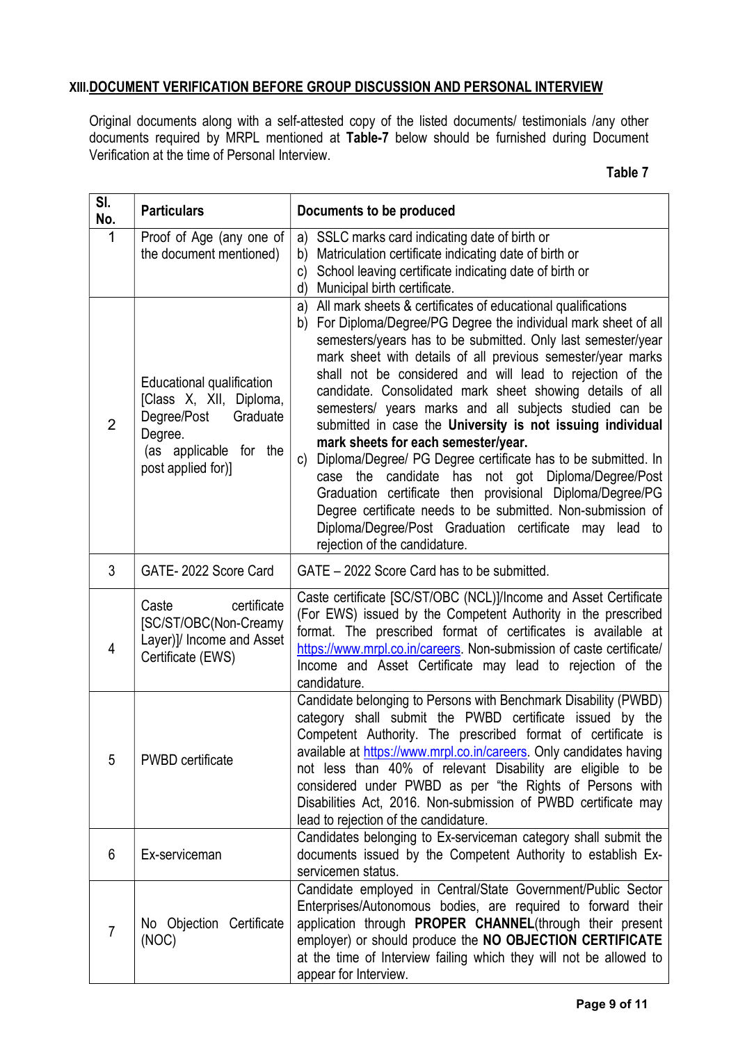## XIII. DOCUMENT VERIFICATION BEFORE GROUP DISCUSSION AND PERSONAL INTERVIEW

Original documents along with a self-attested copy of the listed documents/ testimonials /any other documents required by MRPL mentioned at **Table-7** below should be furnished during Document Verification at the time of Personal Interview.

**Table 7**

| Sl. No. | Particulars | Documents to be produced |
|---|---|---|
| 1 | Proof of Age (any one of the document mentioned) | a) SSLC marks card indicating date of birth or<br>b) Matriculation certificate indicating date of birth or<br>c) School leaving certificate indicating date of birth or<br>d) Municipal birth certificate. |
| 2 | Educational qualification [Class X, XII, Diploma, Degree/Post Graduate Degree. (as applicable for the post applied for)] | a) All mark sheets & certificates of educational qualifications<br>b) For Diploma/Degree/PG Degree the individual mark sheet of all semesters/years has to be submitted. Only last semester/year mark sheet with details of all previous semester/year marks shall not be considered and will lead to rejection of the candidate. Consolidated mark sheet showing details of all semesters/ years marks and all subjects studied can be submitted in case the **University is not issuing individual mark sheets for each semester/year.**<br>c) Diploma/Degree/ PG Degree certificate has to be submitted. In case the candidate has not got Diploma/Degree/Post Graduation certificate then provisional Diploma/Degree/PG Degree certificate needs to be submitted. Non-submission of Diploma/Degree/Post Graduation certificate may lead to rejection of the candidature. |
| 3 | GATE- 2022 Score Card | GATE – 2022 Score Card has to be submitted. |
| 4 | Caste certificate [SC/ST/OBC(Non-Creamy Layer)]/ Income and Asset Certificate (EWS) | Caste certificate [SC/ST/OBC (NCL)]/Income and Asset Certificate (For EWS) issued by the Competent Authority in the prescribed format. The prescribed format of certificates is available at https://www.mrpl.co.in/careers. Non-submission of caste certificate/ Income and Asset Certificate may lead to rejection of the candidature. |
| 5 | PWBD certificate | Candidate belonging to Persons with Benchmark Disability (PWBD) category shall submit the PWBD certificate issued by the Competent Authority. The prescribed format of certificate is available at https://www.mrpl.co.in/careers. Only candidates having not less than 40% of relevant Disability are eligible to be considered under PWBD as per "the Rights of Persons with Disabilities Act, 2016. Non-submission of PWBD certificate may lead to rejection of the candidature. |
| 6 | Ex-serviceman | Candidates belonging to Ex-serviceman category shall submit the documents issued by the Competent Authority to establish Ex-servicemen status. |
| 7 | No Objection Certificate (NOC) | Candidate employed in Central/State Government/Public Sector Enterprises/Autonomous bodies, are required to forward their application through **PROPER CHANNEL**(through their present employer) or should produce the **NO OBJECTION CERTIFICATE** at the time of Interview failing which they will not be allowed to appear for Interview. |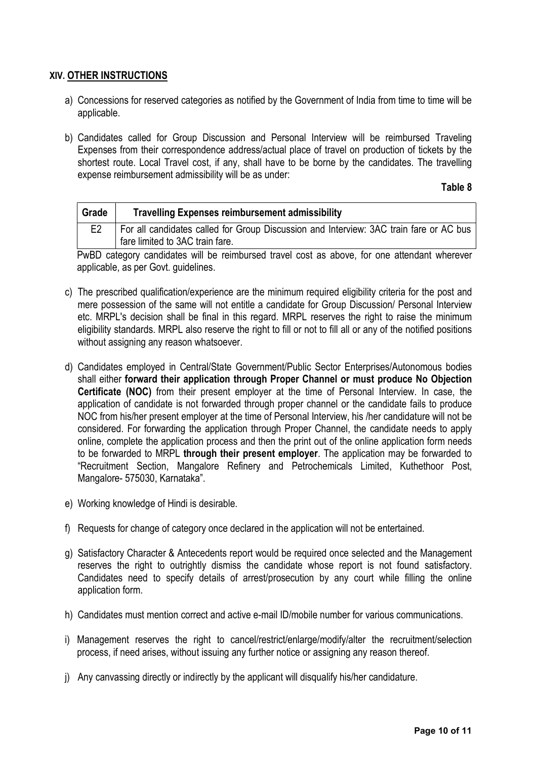## XIV. OTHER INSTRUCTIONS

a) Concessions for reserved categories as notified by the Government of India from time to time will be applicable.

b) Candidates called for Group Discussion and Personal Interview will be reimbursed Traveling Expenses from their correspondence address/actual place of travel on production of tickets by the shortest route. Local Travel cost, if any, shall have to be borne by the candidates. The travelling expense reimbursement admissibility will be as under:

**Table 8**

| Grade | Travelling Expenses reimbursement admissibility |
|---|---|
| E2 | For all candidates called for Group Discussion and Interview: 3AC train fare or AC bus fare limited to 3AC train fare. |

PwBD category candidates will be reimbursed travel cost as above, for one attendant wherever applicable, as per Govt. guidelines.

c) The prescribed qualification/experience are the minimum required eligibility criteria for the post and mere possession of the same will not entitle a candidate for Group Discussion/ Personal Interview etc. MRPL's decision shall be final in this regard. MRPL reserves the right to raise the minimum eligibility standards. MRPL also reserve the right to fill or not to fill all or any of the notified positions without assigning any reason whatsoever.

d) Candidates employed in Central/State Government/Public Sector Enterprises/Autonomous bodies shall either **forward their application through Proper Channel or must produce No Objection Certificate (NOC)** from their present employer at the time of Personal Interview. In case, the application of candidate is not forwarded through proper channel or the candidate fails to produce NOC from his/her present employer at the time of Personal Interview, his /her candidature will not be considered. For forwarding the application through Proper Channel, the candidate needs to apply online, complete the application process and then the print out of the online application form needs to be forwarded to MRPL **through their present employer**. The application may be forwarded to "Recruitment Section, Mangalore Refinery and Petrochemicals Limited, Kuthethoor Post, Mangalore- 575030, Karnataka".

e) Working knowledge of Hindi is desirable.

f) Requests for change of category once declared in the application will not be entertained.

g) Satisfactory Character & Antecedents report would be required once selected and the Management reserves the right to outrightly dismiss the candidate whose report is not found satisfactory. Candidates need to specify details of arrest/prosecution by any court while filling the online application form.

h) Candidates must mention correct and active e-mail ID/mobile number for various communications.

i) Management reserves the right to cancel/restrict/enlarge/modify/alter the recruitment/selection process, if need arises, without issuing any further notice or assigning any reason thereof.

j) Any canvassing directly or indirectly by the applicant will disqualify his/her candidature.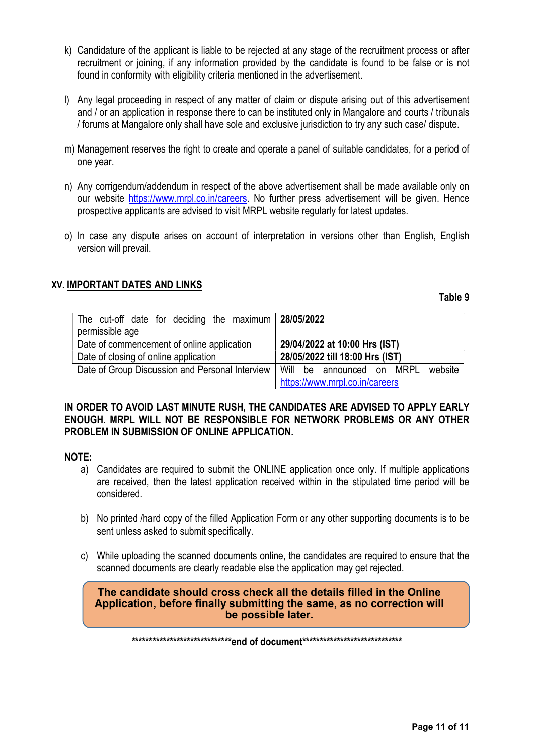k) Candidature of the applicant is liable to be rejected at any stage of the recruitment process or after recruitment or joining, if any information provided by the candidate is found to be false or is not found in conformity with eligibility criteria mentioned in the advertisement.

l) Any legal proceeding in respect of any matter of claim or dispute arising out of this advertisement and / or an application in response there to can be instituted only in Mangalore and courts / tribunals / forums at Mangalore only shall have sole and exclusive jurisdiction to try any such case/ dispute.

m) Management reserves the right to create and operate a panel of suitable candidates, for a period of one year.

n) Any corrigendum/addendum in respect of the above advertisement shall be made available only on our website https://www.mrpl.co.in/careers. No further press advertisement will be given. Hence prospective applicants are advised to visit MRPL website regularly for latest updates.

o) In case any dispute arises on account of interpretation in versions other than English, English version will prevail.

## XV. IMPORTANT DATES AND LINKS

**Table 9**

| | |
|---|---|
| The cut-off date for deciding the maximum permissible age | **28/05/2022** |
| Date of commencement of online application | **29/04/2022 at 10:00 Hrs (IST)** |
| Date of closing of online application | **28/05/2022 till 18:00 Hrs (IST)** |
| Date of Group Discussion and Personal Interview | Will be announced on MRPL website https://www.mrpl.co.in/careers |

**IN ORDER TO AVOID LAST MINUTE RUSH, THE CANDIDATES ARE ADVISED TO APPLY EARLY ENOUGH. MRPL WILL NOT BE RESPONSIBLE FOR NETWORK PROBLEMS OR ANY OTHER PROBLEM IN SUBMISSION OF ONLINE APPLICATION.**

**NOTE:**

a) Candidates are required to submit the ONLINE application once only. If multiple applications are received, then the latest application received within in the stipulated time period will be considered.

b) No printed /hard copy of the filled Application Form or any other supporting documents is to be sent unless asked to submit specifically.

c) While uploading the scanned documents online, the candidates are required to ensure that the scanned documents are clearly readable else the application may get rejected.

**The candidate should cross check all the details filled in the Online Application, before finally submitting the same, as no correction will be possible later.**

*****************************end of document*****************************